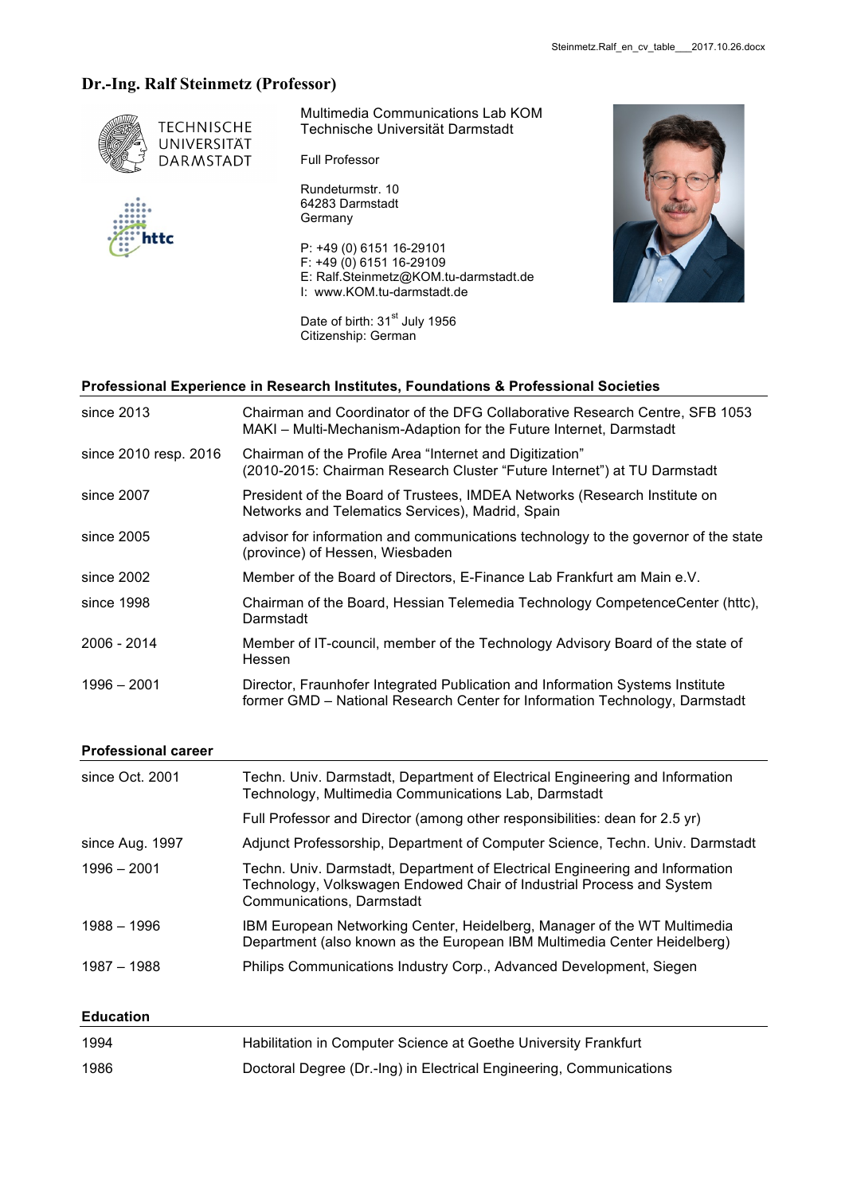# Dr.-Ing. Ralf Steinmetz (Professor)

TECHNISCHE UNIVERSITÄT DARMSTADT

httc

Multimedia Communications Lab KOM
Technische Universität Darmstadt

Full Professor

Rundeturmstr. 10
64283 Darmstadt
Germany

P: +49 (0) 6151 16-29101
F: +49 (0) 6151 16-29109
E: Ralf.Steinmetz@KOM.tu-darmstadt.de
I: www.KOM.tu-darmstadt.de

Date of birth: 31st July 1956
Citizenship: German

## Professional Experience in Research Institutes, Foundations & Professional Societies

| | |
|---|---|
| since 2013 | Chairman and Coordinator of the DFG Collaborative Research Centre, SFB 1053 MAKI – Multi-Mechanism-Adaption for the Future Internet, Darmstadt |
| since 2010 resp. 2016 | Chairman of the Profile Area "Internet and Digitization" (2010-2015: Chairman Research Cluster "Future Internet") at TU Darmstadt |
| since 2007 | President of the Board of Trustees, IMDEA Networks (Research Institute on Networks and Telematics Services), Madrid, Spain |
| since 2005 | advisor for information and communications technology to the governor of the state (province) of Hessen, Wiesbaden |
| since 2002 | Member of the Board of Directors, E-Finance Lab Frankfurt am Main e.V. |
| since 1998 | Chairman of the Board, Hessian Telemedia Technology CompetenceCenter (httc), Darmstadt |
| 2006 - 2014 | Member of IT-council, member of the Technology Advisory Board of the state of Hessen |
| 1996 – 2001 | Director, Fraunhofer Integrated Publication and Information Systems Institute former GMD – National Research Center for Information Technology, Darmstadt |

## Professional career

| | |
|---|---|
| since Oct. 2001 | Techn. Univ. Darmstadt, Department of Electrical Engineering and Information Technology, Multimedia Communications Lab, Darmstadt |
| | Full Professor and Director (among other responsibilities: dean for 2.5 yr) |
| since Aug. 1997 | Adjunct Professorship, Department of Computer Science, Techn. Univ. Darmstadt |
| 1996 – 2001 | Techn. Univ. Darmstadt, Department of Electrical Engineering and Information Technology, Volkswagen Endowed Chair of Industrial Process and System Communications, Darmstadt |
| 1988 – 1996 | IBM European Networking Center, Heidelberg, Manager of the WT Multimedia Department (also known as the European IBM Multimedia Center Heidelberg) |
| 1987 – 1988 | Philips Communications Industry Corp., Advanced Development, Siegen |

## Education

| | |
|---|---|
| 1994 | Habilitation in Computer Science at Goethe University Frankfurt |
| 1986 | Doctoral Degree (Dr.-Ing) in Electrical Engineering, Communications |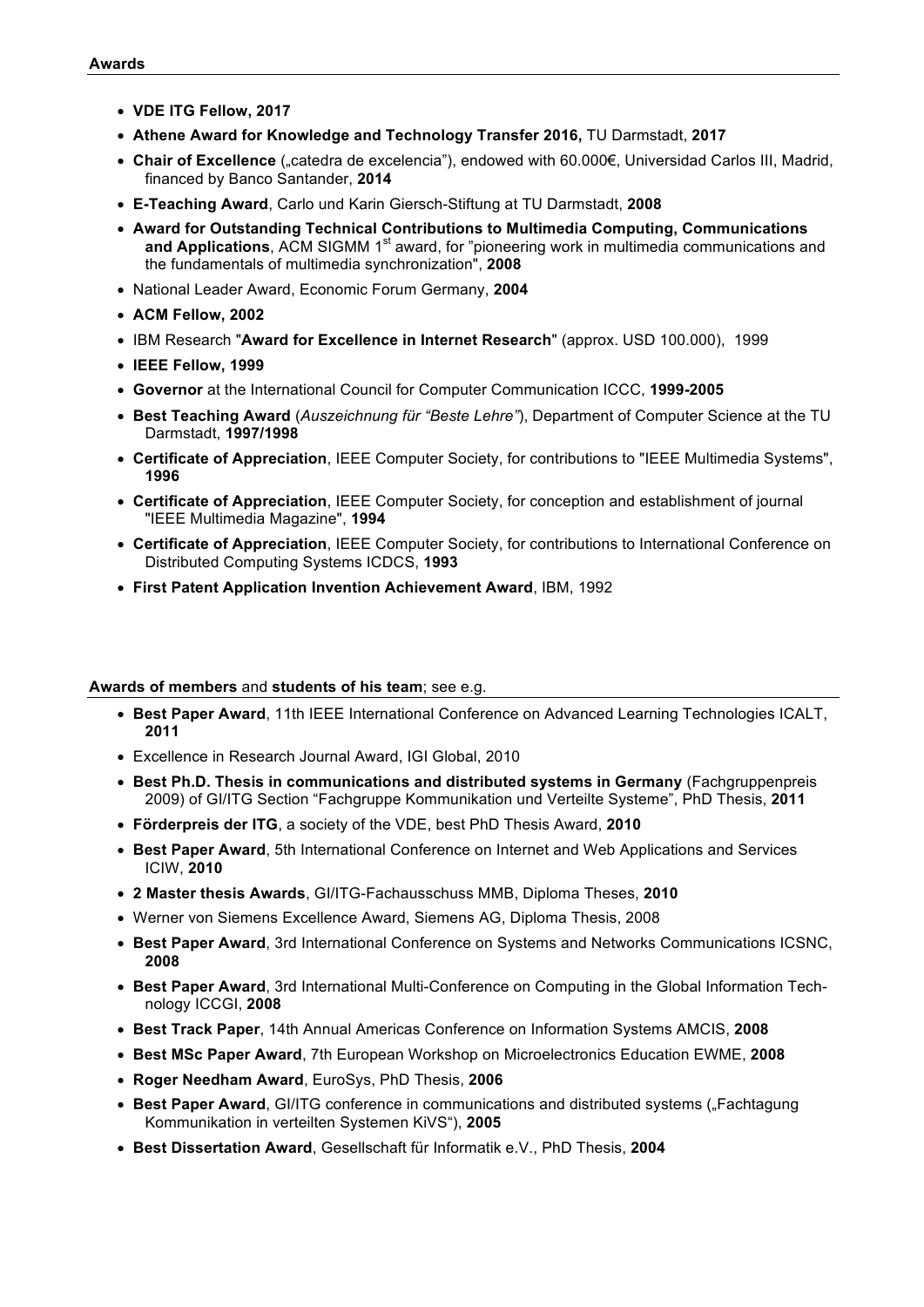**Awards**

- **VDE ITG Fellow, 2017**
- **Athene Award for Knowledge and Technology Transfer 2016,** TU Darmstadt, **2017**
- **Chair of Excellence** („catedra de excelencia"), endowed with 60.000€, Universidad Carlos III, Madrid, financed by Banco Santander, **2014**
- **E-Teaching Award**, Carlo und Karin Giersch-Stiftung at TU Darmstadt, **2008**
- **Award for Outstanding Technical Contributions to Multimedia Computing, Communications and Applications**, ACM SIGMM 1st award, for "pioneering work in multimedia communications and the fundamentals of multimedia synchronization", **2008**
- National Leader Award, Economic Forum Germany, **2004**
- **ACM Fellow, 2002**
- IBM Research "**Award for Excellence in Internet Research**" (approx. USD 100.000), 1999
- **IEEE Fellow, 1999**
- **Governor** at the International Council for Computer Communication ICCC, **1999-2005**
- **Best Teaching Award** (*Auszeichnung für "Beste Lehre"*), Department of Computer Science at the TU Darmstadt, **1997/1998**
- **Certificate of Appreciation**, IEEE Computer Society, for contributions to "IEEE Multimedia Systems", **1996**
- **Certificate of Appreciation**, IEEE Computer Society, for conception and establishment of journal "IEEE Multimedia Magazine", **1994**
- **Certificate of Appreciation**, IEEE Computer Society, for contributions to International Conference on Distributed Computing Systems ICDCS, **1993**
- **First Patent Application Invention Achievement Award**, IBM, 1992

**Awards of members** and **students of his team**; see e.g.

- **Best Paper Award**, 11th IEEE International Conference on Advanced Learning Technologies ICALT, **2011**
- Excellence in Research Journal Award, IGI Global, 2010
- **Best Ph.D. Thesis in communications and distributed systems in Germany** (Fachgruppenpreis 2009) of GI/ITG Section "Fachgruppe Kommunikation und Verteilte Systeme", PhD Thesis, **2011**
- **Förderpreis der ITG**, a society of the VDE, best PhD Thesis Award, **2010**
- **Best Paper Award**, 5th International Conference on Internet and Web Applications and Services ICIW, **2010**
- **2 Master thesis Awards**, GI/ITG-Fachausschuss MMB, Diploma Theses, **2010**
- Werner von Siemens Excellence Award, Siemens AG, Diploma Thesis, 2008
- **Best Paper Award**, 3rd International Conference on Systems and Networks Communications ICSNC, **2008**
- **Best Paper Award**, 3rd International Multi-Conference on Computing in the Global Information Technology ICCGI, **2008**
- **Best Track Paper**, 14th Annual Americas Conference on Information Systems AMCIS, **2008**
- **Best MSc Paper Award**, 7th European Workshop on Microelectronics Education EWME, **2008**
- **Roger Needham Award**, EuroSys, PhD Thesis, **2006**
- **Best Paper Award**, GI/ITG conference in communications and distributed systems („Fachtagung Kommunikation in verteilten Systemen KiVS"), **2005**
- **Best Dissertation Award**, Gesellschaft für Informatik e.V., PhD Thesis, **2004**